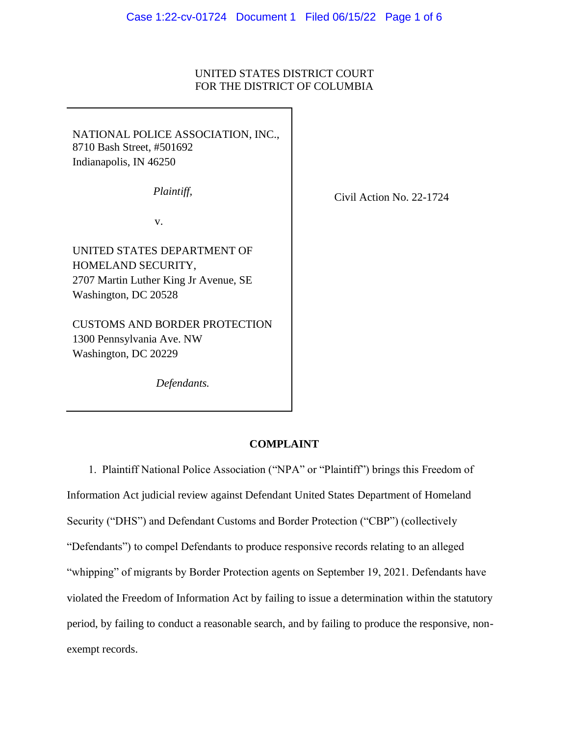UNITED STATES DISTRICT COURT
FOR THE DISTRICT OF COLUMBIA

NATIONAL POLICE ASSOCIATION, INC.,
8710 Bash Street, #501692
Indianapolis, IN 46250

*Plaintiff,*

v.

UNITED STATES DEPARTMENT OF HOMELAND SECURITY,
2707 Martin Luther King Jr Avenue, SE
Washington, DC 20528

CUSTOMS AND BORDER PROTECTION
1300 Pennsylvania Ave. NW
Washington, DC 20229

*Defendants.*

Civil Action No. 22-1724

**COMPLAINT**

1. Plaintiff National Police Association ("NPA" or "Plaintiff") brings this Freedom of Information Act judicial review against Defendant United States Department of Homeland Security ("DHS") and Defendant Customs and Border Protection ("CBP") (collectively "Defendants") to compel Defendants to produce responsive records relating to an alleged "whipping" of migrants by Border Protection agents on September 19, 2021. Defendants have violated the Freedom of Information Act by failing to issue a determination within the statutory period, by failing to conduct a reasonable search, and by failing to produce the responsive, non-exempt records.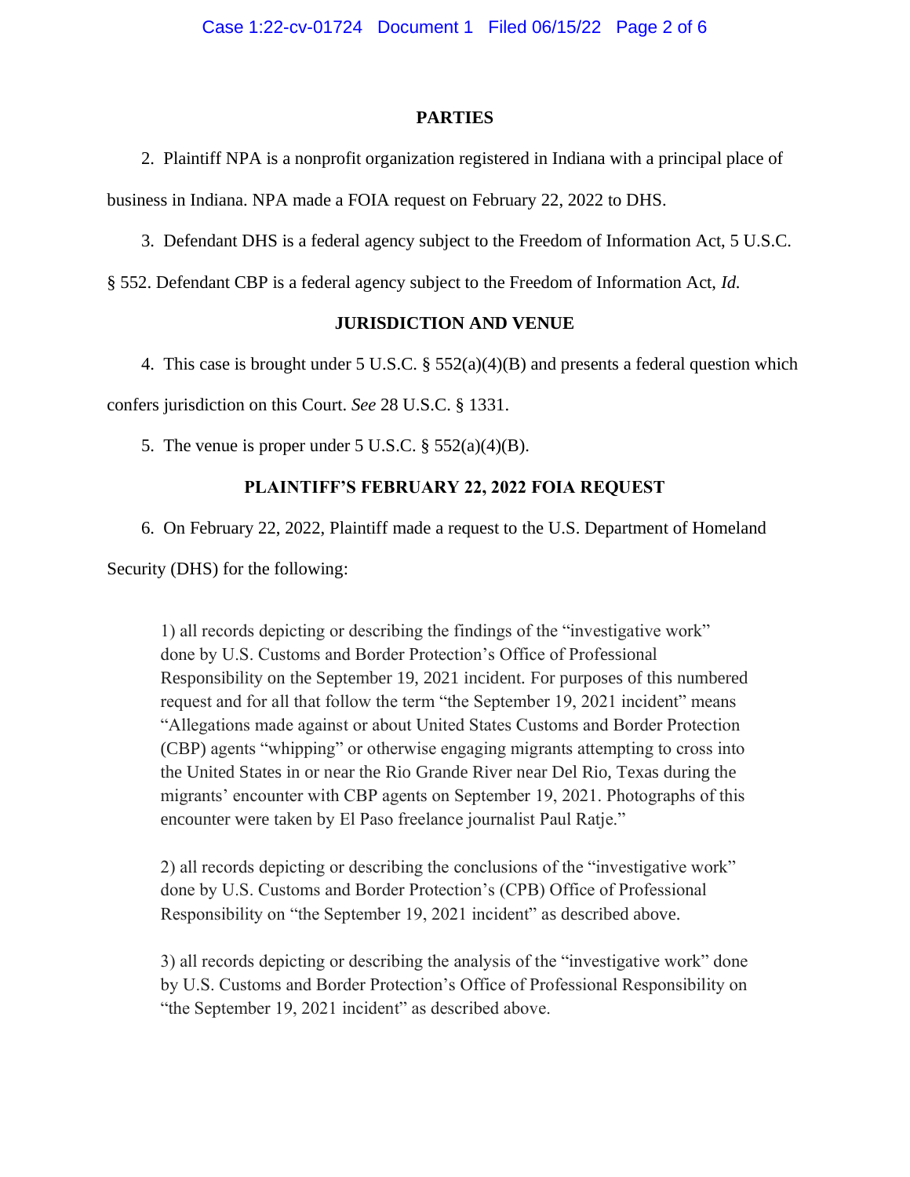## PARTIES

2. Plaintiff NPA is a nonprofit organization registered in Indiana with a principal place of business in Indiana. NPA made a FOIA request on February 22, 2022 to DHS.

3. Defendant DHS is a federal agency subject to the Freedom of Information Act, 5 U.S.C. § 552. Defendant CBP is a federal agency subject to the Freedom of Information Act, *Id.*

## JURISDICTION AND VENUE

4. This case is brought under 5 U.S.C. § 552(a)(4)(B) and presents a federal question which confers jurisdiction on this Court. *See* 28 U.S.C. § 1331.

5. The venue is proper under 5 U.S.C. § 552(a)(4)(B).

## PLAINTIFF'S FEBRUARY 22, 2022 FOIA REQUEST

6. On February 22, 2022, Plaintiff made a request to the U.S. Department of Homeland Security (DHS) for the following:

> 1) all records depicting or describing the findings of the "investigative work" done by U.S. Customs and Border Protection's Office of Professional Responsibility on the September 19, 2021 incident. For purposes of this numbered request and for all that follow the term "the September 19, 2021 incident" means "Allegations made against or about United States Customs and Border Protection (CBP) agents "whipping" or otherwise engaging migrants attempting to cross into the United States in or near the Rio Grande River near Del Rio, Texas during the migrants' encounter with CBP agents on September 19, 2021. Photographs of this encounter were taken by El Paso freelance journalist Paul Ratje."
>
> 2) all records depicting or describing the conclusions of the "investigative work" done by U.S. Customs and Border Protection's (CPB) Office of Professional Responsibility on "the September 19, 2021 incident" as described above.
>
> 3) all records depicting or describing the analysis of the "investigative work" done by U.S. Customs and Border Protection's Office of Professional Responsibility on "the September 19, 2021 incident" as described above.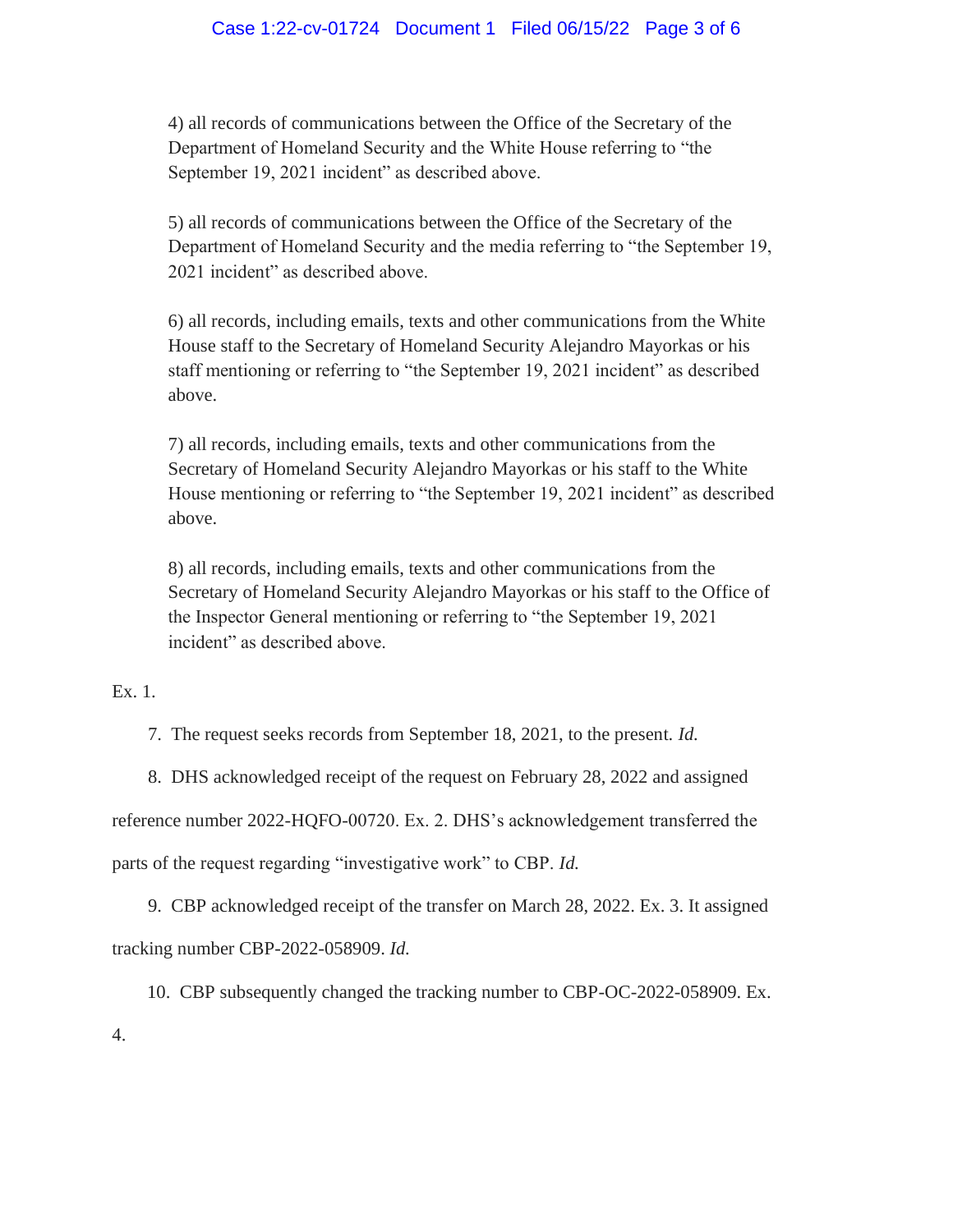4) all records of communications between the Office of the Secretary of the Department of Homeland Security and the White House referring to "the September 19, 2021 incident" as described above.

5) all records of communications between the Office of the Secretary of the Department of Homeland Security and the media referring to "the September 19, 2021 incident" as described above.

6) all records, including emails, texts and other communications from the White House staff to the Secretary of Homeland Security Alejandro Mayorkas or his staff mentioning or referring to "the September 19, 2021 incident" as described above.

7) all records, including emails, texts and other communications from the Secretary of Homeland Security Alejandro Mayorkas or his staff to the White House mentioning or referring to "the September 19, 2021 incident" as described above.

8) all records, including emails, texts and other communications from the Secretary of Homeland Security Alejandro Mayorkas or his staff to the Office of the Inspector General mentioning or referring to "the September 19, 2021 incident" as described above.

Ex. 1.

7. The request seeks records from September 18, 2021, to the present. *Id.*

8. DHS acknowledged receipt of the request on February 28, 2022 and assigned reference number 2022-HQFO-00720. Ex. 2. DHS's acknowledgement transferred the parts of the request regarding "investigative work" to CBP. *Id.*

9. CBP acknowledged receipt of the transfer on March 28, 2022. Ex. 3. It assigned tracking number CBP-2022-058909. *Id.*

10. CBP subsequently changed the tracking number to CBP-OC-2022-058909. Ex. 4.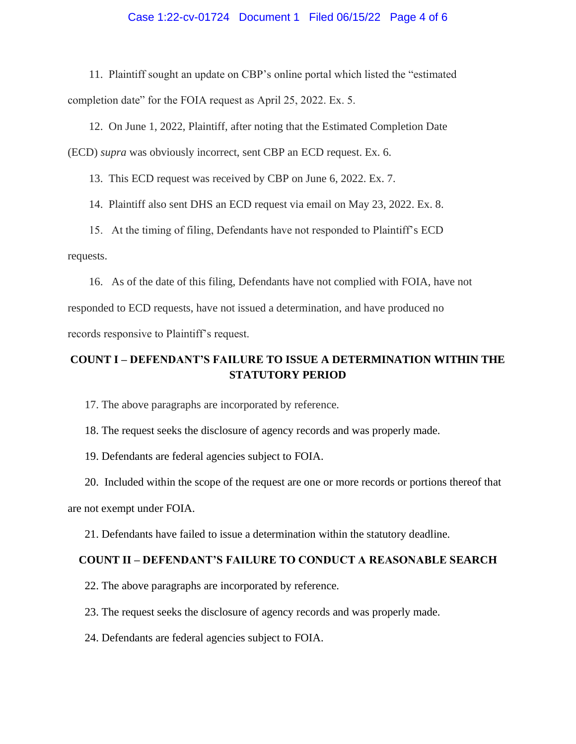11. Plaintiff sought an update on CBP's online portal which listed the "estimated completion date" for the FOIA request as April 25, 2022. Ex. 5.

12. On June 1, 2022, Plaintiff, after noting that the Estimated Completion Date (ECD) *supra* was obviously incorrect, sent CBP an ECD request. Ex. 6.

13. This ECD request was received by CBP on June 6, 2022. Ex. 7.

14. Plaintiff also sent DHS an ECD request via email on May 23, 2022. Ex. 8.

15. At the timing of filing, Defendants have not responded to Plaintiff's ECD requests.

16. As of the date of this filing, Defendants have not complied with FOIA, have not responded to ECD requests, have not issued a determination, and have produced no records responsive to Plaintiff's request.

## COUNT I – DEFENDANT'S FAILURE TO ISSUE A DETERMINATION WITHIN THE STATUTORY PERIOD

17. The above paragraphs are incorporated by reference.

18. The request seeks the disclosure of agency records and was properly made.

19. Defendants are federal agencies subject to FOIA.

20. Included within the scope of the request are one or more records or portions thereof that are not exempt under FOIA.

21. Defendants have failed to issue a determination within the statutory deadline.

## COUNT II – DEFENDANT'S FAILURE TO CONDUCT A REASONABLE SEARCH

22. The above paragraphs are incorporated by reference.

23. The request seeks the disclosure of agency records and was properly made.

24. Defendants are federal agencies subject to FOIA.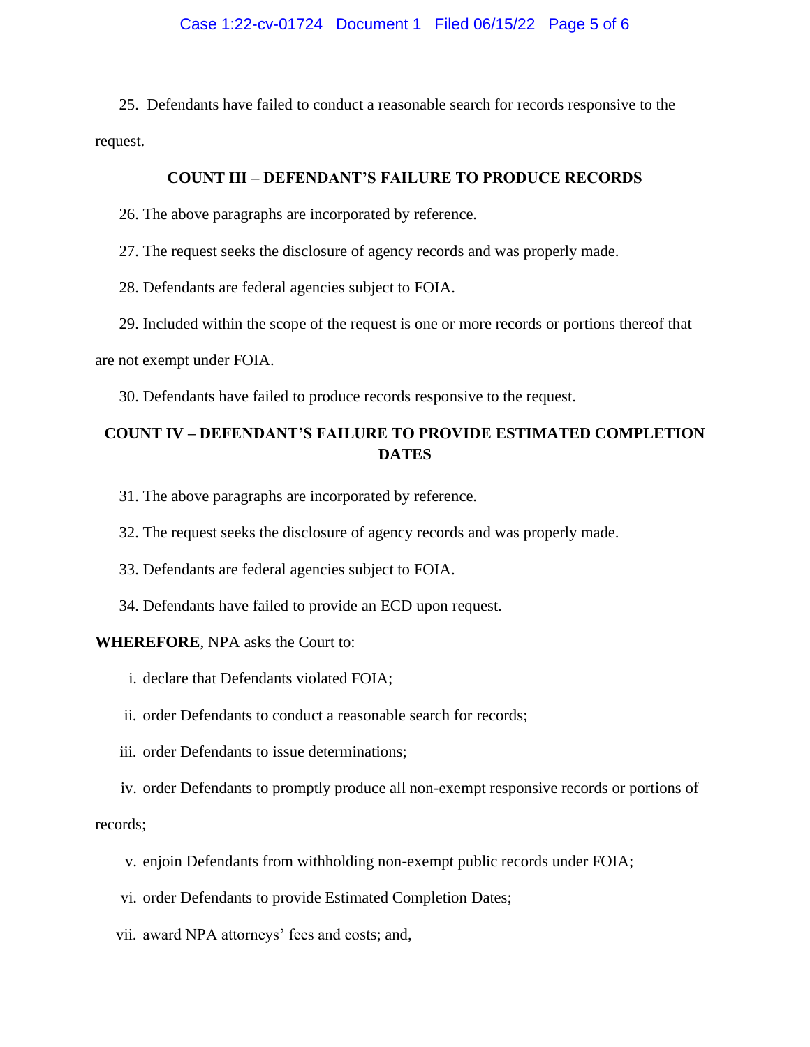25. Defendants have failed to conduct a reasonable search for records responsive to the request.

## COUNT III – DEFENDANT'S FAILURE TO PRODUCE RECORDS

26. The above paragraphs are incorporated by reference.

27. The request seeks the disclosure of agency records and was properly made.

28. Defendants are federal agencies subject to FOIA.

29. Included within the scope of the request is one or more records or portions thereof that are not exempt under FOIA.

30. Defendants have failed to produce records responsive to the request.

## COUNT IV – DEFENDANT'S FAILURE TO PROVIDE ESTIMATED COMPLETION DATES

31. The above paragraphs are incorporated by reference.

32. The request seeks the disclosure of agency records and was properly made.

33. Defendants are federal agencies subject to FOIA.

34. Defendants have failed to provide an ECD upon request.

**WHEREFORE**, NPA asks the Court to:

i. declare that Defendants violated FOIA;

ii. order Defendants to conduct a reasonable search for records;

iii. order Defendants to issue determinations;

iv. order Defendants to promptly produce all non-exempt responsive records or portions of records;

v. enjoin Defendants from withholding non-exempt public records under FOIA;

vi. order Defendants to provide Estimated Completion Dates;

vii. award NPA attorneys' fees and costs; and,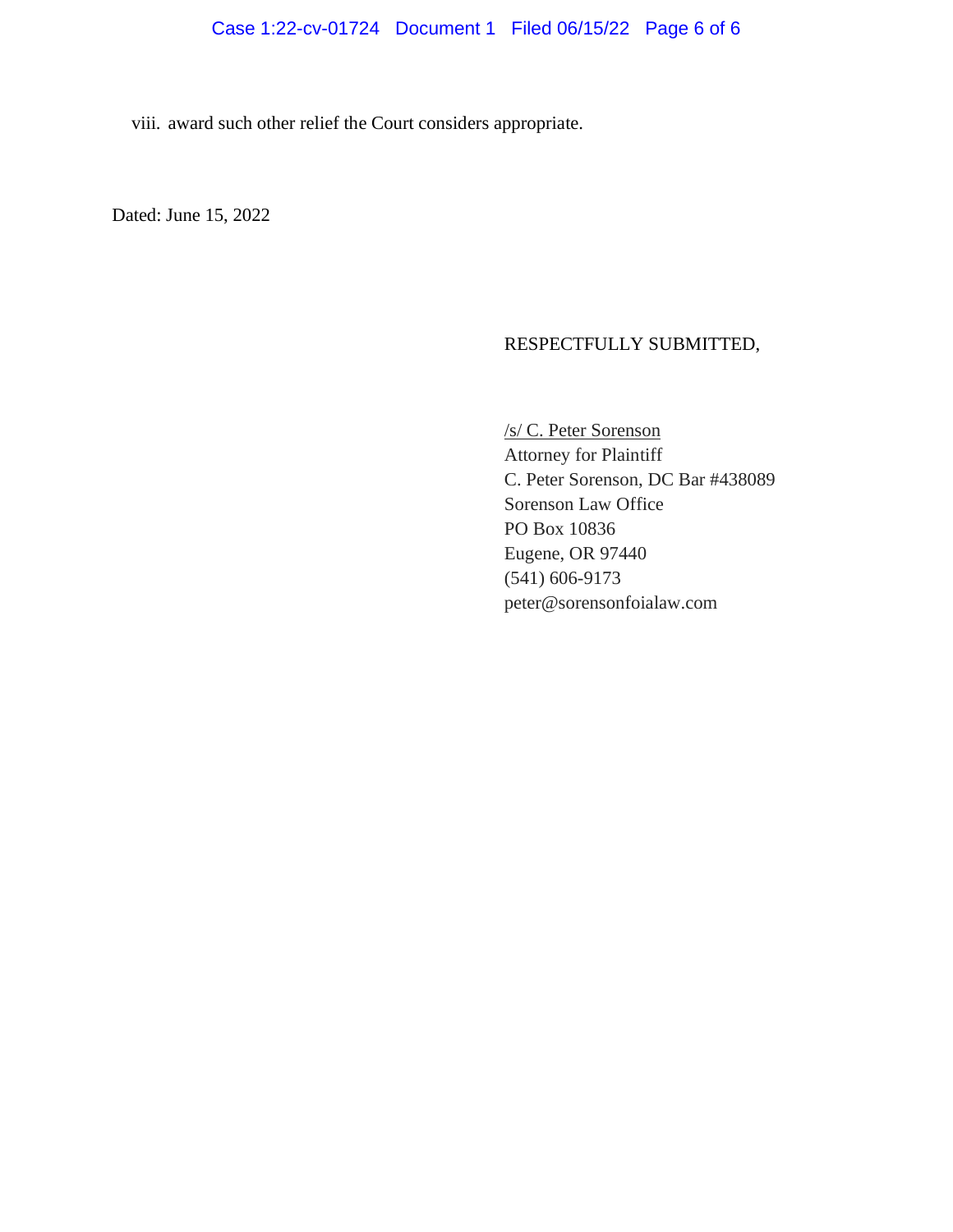viii. award such other relief the Court considers appropriate.

Dated: June 15, 2022

RESPECTFULLY SUBMITTED,

/s/ C. Peter Sorenson
Attorney for Plaintiff
C. Peter Sorenson, DC Bar #438089
Sorenson Law Office
PO Box 10836
Eugene, OR 97440
(541) 606-9173
peter@sorensonfoialaw.com